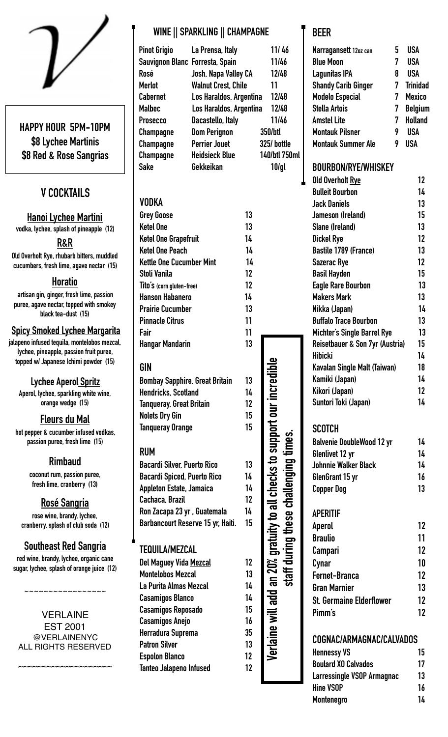# V

**HAPPY HOUR 5PM-10PM**
**$8 Lychee Martinis**
**$8 Red & Rose Sangrias**

## V COCKTAILS

**Hanoi Lychee Martini**
vodka, lychee, splash of pineapple (12)

**R&R**
Old Overholt Rye, rhubarb bitters, muddled cucumbers, fresh lime, agave nectar (15)

**Horatio**
artisan gin, ginger, fresh lime, passion puree, agave nectar, topped with smokey black tea-dust (15)

**Spicy Smoked Lychee Margarita**
jalapeno infused tequila, montelobos mezcal, lychee, pineapple, passion fruit puree, topped w/ Japanese Ichimi powder (15)

**Lychee Aperol Spritz**
Aperol, lychee, sparkling white wine, orange wedge (15)

**Fleurs du Mal**
hot pepper & cucumber infused vodkas, passion puree, fresh lime (15)

**Rimbaud**
coconut rum, passion puree, fresh lime, cranberry (13)

**Rosé Sangria**
rose wine, brandy, lychee, cranberry, splash of club soda (12)

**Southeast Red Sangria**
red wine, brandy, lychee, organic cane sugar, lychee, splash of orange juice (12)

~~~~~~~~~~~~~~~~

VERLAINE
EST 2001
@VERLAINENYC
ALL RIGHTS RESERVED

~~~~~~~~~~~~~~~~~~~~

## WINE || SPARKLING || CHAMPAGNE

| | | |
|---|---|---|
| Pinot Grigio | La Prensa, Italy | 11/ 46 |
| Sauvignon Blanc | Forresta, Spain | 11/46 |
| Rosé | Josh, Napa Valley CA | 12/48 |
| Merlot | Walnut Crest, Chile | 11 |
| Cabernet | Los Haraldos, Argentina | 12/48 |
| Malbec | Los Haraldos, Argentina | 12/48 |
| Prosecco | Dacastello, Italy | 11/46 |
| Champagne | Dom Perignon | 350/btl |
| Champagne | Perrier Jouet | 325/ bottle |
| Champagne | Heidsieck Blue | 140/btl 750ml |
| Sake | Gekkeikan | 10/gl |

## VODKA

| | |
|---|---|
| Grey Goose | 13 |
| Ketel One | 13 |
| Ketel One Grapefruit | 14 |
| Ketel One Peach | 14 |
| Kettle One Cucumber Mint | 14 |
| Stoli Vanila | 12 |
| Tito's (corn gluten-free) | 12 |
| Hanson Habanero | 14 |
| Prairie Cucumber | 13 |
| Pinnacle Citrus | 11 |
| Fair | 11 |
| Hangar Mandarin | 13 |

## GIN

| | |
|---|---|
| Bombay Sapphire, Great Britain | 13 |
| Hendricks, Scotland | 14 |
| Tanqueray, Great Britain | 12 |
| Nolets Dry Gin | 15 |
| Tanqueray Orange | 15 |

## RUM

| | |
|---|---|
| Bacardi Silver, Puerto Rico | 13 |
| Bacardi Spiced, Puerto Rico | 14 |
| Appleton Estate, Jamaica | 14 |
| Cachaca, Brazil | 12 |
| Ron Zacapa 23 yr , Guatemala | 14 |
| Barbancourt Reserve 15 yr, Haiti. | 15 |

## TEQUILA/MEZCAL

| | |
|---|---|
| Del Maguey Vida Mezcal | 12 |
| Montelobos Mezcal | 13 |
| La Purita Almas Mezcal | 14 |
| Casamigos Blanco | 14 |
| Casamigos Reposado | 15 |
| Casamigos Anejo | 16 |
| Herradura Suprema | 35 |
| Patron Silver | 13 |
| Espolon Blanco | 12 |
| Tanteo Jalapeno Infused | 12 |

**Verlaine will add an 20% gratuity to all checks to support our incredible staff during these challenging times.**

## BEER

| | | |
|---|---|---|
| Narragansett 12oz can | 5 | USA |
| Blue Moon | 7 | USA |
| Lagunitas IPA | 8 | USA |
| Shandy Carib Ginger | 7 | Trinidad |
| Modelo Especial | 7 | Mexico |
| Stella Artois | 7 | Belgium |
| Amstel Lite | 7 | Holland |
| Montauk Pilsner | 9 | USA |
| Montauk Summer Ale | 9 | USA |

## BOURBON/RYE/WHISKEY

| | |
|---|---|
| Old Overholt Rye | 12 |
| Bulleit Bourbon | 14 |
| Jack Daniels | 13 |
| Jameson (Ireland) | 15 |
| Slane (Ireland) | 13 |
| Dickel Rye | 12 |
| Bastile 1789 (France) | 13 |
| Sazerac Rye | 12 |
| Basil Hayden | 15 |
| Eagle Rare Bourbon | 13 |
| Makers Mark | 13 |
| Nikka (Japan) | 14 |
| Buffalo Trace Bourbon | 13 |
| Michter's Single Barrel Rye | 13 |
| Reisetbauer & Son 7yr (Austria) | 15 |
| Hibicki | 14 |
| Kavalan Single Malt (Taiwan) | 18 |
| Kamiki (Japan) | 14 |
| Kikori (Japan) | 12 |
| Suntori Toki (Japan) | 14 |

## SCOTCH

| | |
|---|---|
| Balvenie DoubleWood 12 yr | 14 |
| Glenlivet 12 yr | 14 |
| Johnnie Walker Black | 14 |
| GlenGrant 15 yr | 16 |
| Copper Dog | 13 |

## APERITIF

| | |
|---|---|
| Aperol | 12 |
| Braulio | 11 |
| Campari | 12 |
| Cynar | 10 |
| Fernet-Branca | 12 |
| Gran Marnier | 13 |
| St. Germaine Elderflower | 12 |
| Pimm's | 12 |

## COGNAC/ARMAGNAC/CALVADOS

| | |
|---|---|
| Hennessy VS | 15 |
| Boulard XO Calvados | 17 |
| Larressingle VSOP Armagnac | 13 |
| Hine VSOP | 16 |
| Montenegro | 14 |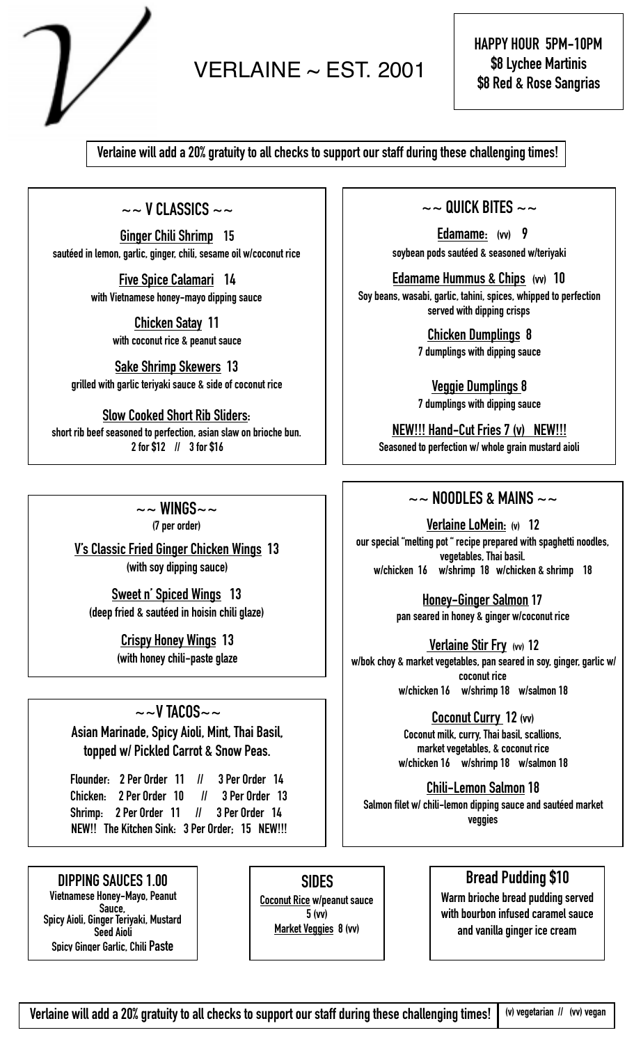V

# VERLAINE ~ EST. 2001

**HAPPY HOUR 5PM-10PM**
**$8 Lychee Martinis**
**$8 Red & Rose Sangrias**

**Verlaine will add a 20% gratuity to all checks to support our staff during these challenging times!**

## ~~ V CLASSICS ~~

**Ginger Chili Shrimp 15**
sautéed in lemon, garlic, ginger, chili, sesame oil w/coconut rice

**Five Spice Calamari 14**
with Vietnamese honey-mayo dipping sauce

**Chicken Satay 11**
with coconut rice & peanut sauce

**Sake Shrimp Skewers 13**
grilled with garlic teriyaki sauce & side of coconut rice

**Slow Cooked Short Rib Sliders:**
short rib beef seasoned to perfection, asian slaw on brioche bun.
2 for $12 // 3 for $16

## ~~ QUICK BITES ~~

**Edamame: (vv) 9**
soybean pods sautéed & seasoned w/teriyaki

**Edamame Hummus & Chips (vv) 10**
Soy beans, wasabi, garlic, tahini, spices, whipped to perfection served with dipping crisps

**Chicken Dumplings 8**
7 dumplings with dipping sauce

**Veggie Dumplings 8**
7 dumplings with dipping sauce

**NEW!!! Hand-Cut Fries 7 (v) NEW!!!**
Seasoned to perfection w/ whole grain mustard aioli

## ~~ WINGS~~

(7 per order)

**V's Classic Fried Ginger Chicken Wings 13**
(with soy dipping sauce)

**Sweet n' Spiced Wings 13**
(deep fried & sautéed in hoisin chili glaze)

**Crispy Honey Wings 13**
(with honey chili-paste glaze

## ~~V TACOS~~

**Asian Marinade, Spicy Aioli, Mint, Thai Basil, topped w/ Pickled Carrot & Snow Peas.**

Flounder: 2 Per Order 11 // 3 Per Order 14
Chicken: 2 Per Order 10 // 3 Per Order 13
Shrimp: 2 Per Order 11 // 3 Per Order 14
NEW!! The Kitchen Sink: 3 Per Order; 15 NEW!!!

## ~~ NOODLES & MAINS ~~

**Verlaine LoMein: (v) 12**
our special "melting pot " recipe prepared with spaghetti noodles, vegetables, Thai basil.
w/chicken 16 w/shrimp 18 w/chicken & shrimp 18

**Honey-Ginger Salmon 17**
pan seared in honey & ginger w/coconut rice

**Verlaine Stir Fry (vv) 12**
w/bok choy & market vegetables, pan seared in soy, ginger, garlic w/ coconut rice
w/chicken 16 w/shrimp 18 w/salmon 18

**Coconut Curry 12 (vv)**
Coconut milk, curry, Thai basil, scallions, market vegetables, & coconut rice
w/chicken 16 w/shrimp 18 w/salmon 18

**Chili-Lemon Salmon 18**
Salmon filet w/ chili-lemon dipping sauce and sautéed market veggies

## DIPPING SAUCES 1.00

Vietnamese Honey-Mayo, Peanut Sauce,
Spicy Aioli, Ginger Teriyaki, Mustard Seed Aioli
Spicy Ginger Garlic, Chili Paste

## SIDES

Coconut Rice w/peanut sauce 5 (vv)
Market Veggies 8 (vv)

## Bread Pudding $10

Warm brioche bread pudding served with bourbon infused caramel sauce and vanilla ginger ice cream

**Verlaine will add a 20% gratuity to all checks to support our staff during these challenging times!**

(v) vegetarian // (vv) vegan